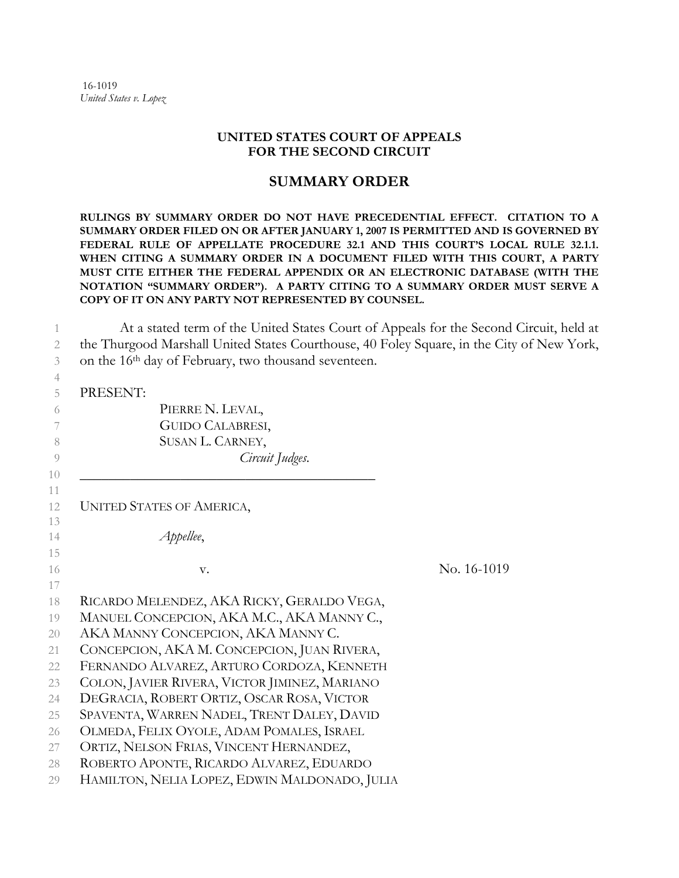16-1019
*United States v. Lopez*

**UNITED STATES COURT OF APPEALS**
**FOR THE SECOND CIRCUIT**

## SUMMARY ORDER

**RULINGS BY SUMMARY ORDER DO NOT HAVE PRECEDENTIAL EFFECT. CITATION TO A SUMMARY ORDER FILED ON OR AFTER JANUARY 1, 2007 IS PERMITTED AND IS GOVERNED BY FEDERAL RULE OF APPELLATE PROCEDURE 32.1 AND THIS COURT'S LOCAL RULE 32.1.1. WHEN CITING A SUMMARY ORDER IN A DOCUMENT FILED WITH THIS COURT, A PARTY MUST CITE EITHER THE FEDERAL APPENDIX OR AN ELECTRONIC DATABASE (WITH THE NOTATION "SUMMARY ORDER"). A PARTY CITING TO A SUMMARY ORDER MUST SERVE A COPY OF IT ON ANY PARTY NOT REPRESENTED BY COUNSEL.**

At a stated term of the United States Court of Appeals for the Second Circuit, held at the Thurgood Marshall United States Courthouse, 40 Foley Square, in the City of New York, on the 16th day of February, two thousand seventeen.

PRESENT:

PIERRE N. LEVAL,
GUIDO CALABRESI,
SUSAN L. CARNEY,
*Circuit Judges.*

---

UNITED STATES OF AMERICA,

*Appellee*,

v. No. 16-1019

RICARDO MELENDEZ, AKA RICKY, GERALDO VEGA, MANUEL CONCEPCION, AKA M.C., AKA MANNY C., AKA MANNY CONCEPCION, AKA MANNY C. CONCEPCION, AKA M. CONCEPCION, JUAN RIVERA, FERNANDO ALVAREZ, ARTURO CORDOZA, KENNETH COLON, JAVIER RIVERA, VICTOR JIMINEZ, MARIANO DEGRACIA, ROBERT ORTIZ, OSCAR ROSA, VICTOR SPAVENTA, WARREN NADEL, TRENT DALEY, DAVID OLMEDA, FELIX OYOLE, ADAM POMALES, ISRAEL ORTIZ, NELSON FRIAS, VINCENT HERNANDEZ, ROBERTO APONTE, RICARDO ALVAREZ, EDUARDO HAMILTON, NELIA LOPEZ, EDWIN MALDONADO, JULIA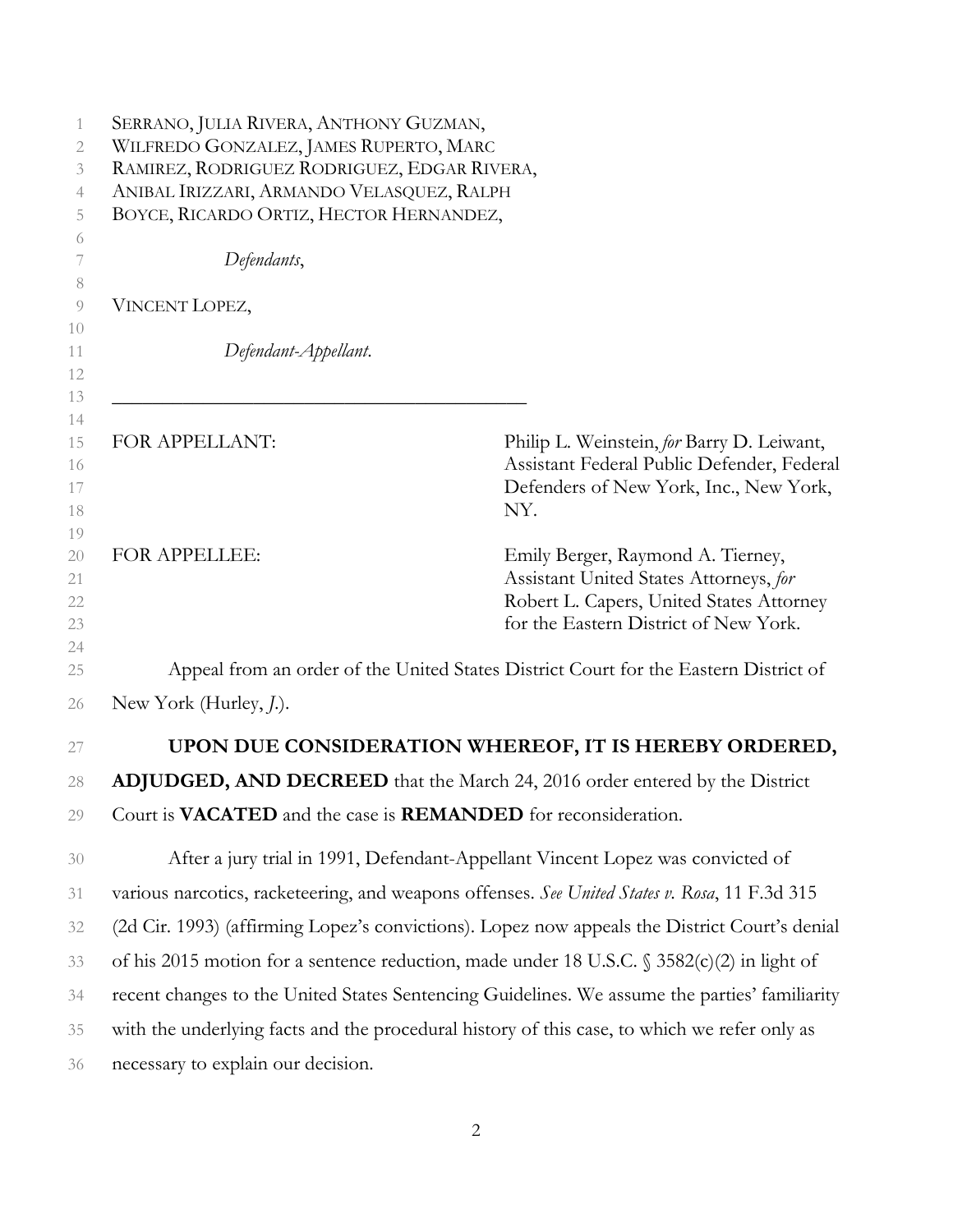SERRANO, JULIA RIVERA, ANTHONY GUZMAN, WILFREDO GONZALEZ, JAMES RUPERTO, MARC RAMIREZ, RODRIGUEZ RODRIGUEZ, EDGAR RIVERA, ANIBAL IRIZZARI, ARMANDO VELASQUEZ, RALPH BOYCE, RICARDO ORTIZ, HECTOR HERNANDEZ,

*Defendants*,

VINCENT LOPEZ,

*Defendant-Appellant*.

\_\_\_\_\_\_\_\_\_\_\_\_\_\_\_\_\_\_\_\_\_\_\_\_\_\_\_\_\_\_\_\_\_\_\_\_\_\_\_\_\_\_

FOR APPELLANT: Philip L. Weinstein, *for* Barry D. Leiwant, Assistant Federal Public Defender, Federal Defenders of New York, Inc., New York, NY.

FOR APPELLEE: Emily Berger, Raymond A. Tierney, Assistant United States Attorneys, *for* Robert L. Capers, United States Attorney for the Eastern District of New York.

Appeal from an order of the United States District Court for the Eastern District of New York (Hurley, *J.*).

**UPON DUE CONSIDERATION WHEREOF, IT IS HEREBY ORDERED, ADJUDGED, AND DECREED** that the March 24, 2016 order entered by the District Court is **VACATED** and the case is **REMANDED** for reconsideration.

After a jury trial in 1991, Defendant-Appellant Vincent Lopez was convicted of various narcotics, racketeering, and weapons offenses. *See United States v. Rosa*, 11 F.3d 315 (2d Cir. 1993) (affirming Lopez's convictions). Lopez now appeals the District Court's denial of his 2015 motion for a sentence reduction, made under 18 U.S.C. § 3582(c)(2) in light of recent changes to the United States Sentencing Guidelines. We assume the parties' familiarity with the underlying facts and the procedural history of this case, to which we refer only as necessary to explain our decision.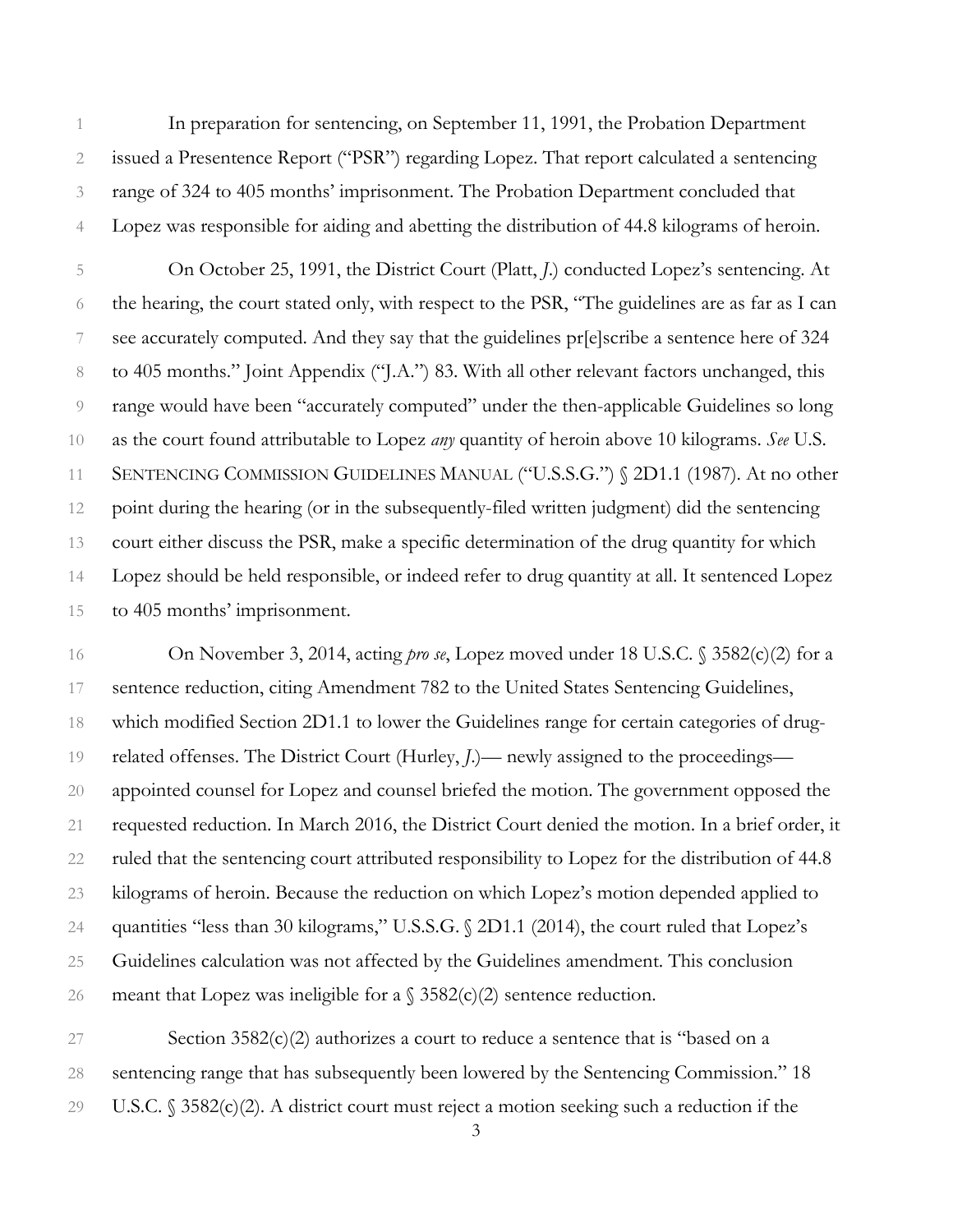In preparation for sentencing, on September 11, 1991, the Probation Department issued a Presentence Report ("PSR") regarding Lopez. That report calculated a sentencing range of 324 to 405 months' imprisonment. The Probation Department concluded that Lopez was responsible for aiding and abetting the distribution of 44.8 kilograms of heroin.

On October 25, 1991, the District Court (Platt, *J.*) conducted Lopez's sentencing. At the hearing, the court stated only, with respect to the PSR, "The guidelines are as far as I can see accurately computed. And they say that the guidelines pr[e]scribe a sentence here of 324 to 405 months." Joint Appendix ("J.A.") 83. With all other relevant factors unchanged, this range would have been "accurately computed" under the then-applicable Guidelines so long as the court found attributable to Lopez *any* quantity of heroin above 10 kilograms. *See* U.S. SENTENCING COMMISSION GUIDELINES MANUAL ("U.S.S.G.") § 2D1.1 (1987). At no other point during the hearing (or in the subsequently-filed written judgment) did the sentencing court either discuss the PSR, make a specific determination of the drug quantity for which Lopez should be held responsible, or indeed refer to drug quantity at all. It sentenced Lopez to 405 months' imprisonment.

On November 3, 2014, acting *pro se*, Lopez moved under 18 U.S.C. § 3582(c)(2) for a sentence reduction, citing Amendment 782 to the United States Sentencing Guidelines, which modified Section 2D1.1 to lower the Guidelines range for certain categories of drug-related offenses. The District Court (Hurley, *J.*)— newly assigned to the proceedings— appointed counsel for Lopez and counsel briefed the motion. The government opposed the requested reduction. In March 2016, the District Court denied the motion. In a brief order, it ruled that the sentencing court attributed responsibility to Lopez for the distribution of 44.8 kilograms of heroin. Because the reduction on which Lopez's motion depended applied to quantities "less than 30 kilograms," U.S.S.G. § 2D1.1 (2014), the court ruled that Lopez's Guidelines calculation was not affected by the Guidelines amendment. This conclusion meant that Lopez was ineligible for a § 3582(c)(2) sentence reduction.

Section 3582(c)(2) authorizes a court to reduce a sentence that is "based on a sentencing range that has subsequently been lowered by the Sentencing Commission." 18 U.S.C. § 3582(c)(2). A district court must reject a motion seeking such a reduction if the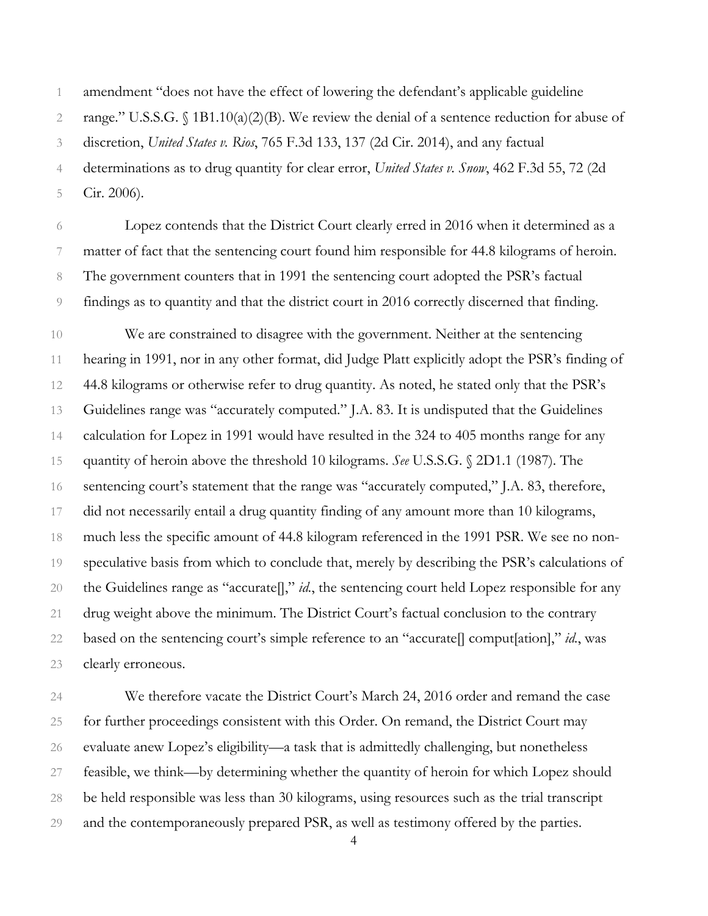amendment "does not have the effect of lowering the defendant's applicable guideline range." U.S.S.G. § 1B1.10(a)(2)(B). We review the denial of a sentence reduction for abuse of discretion, *United States v. Rios*, 765 F.3d 133, 137 (2d Cir. 2014), and any factual determinations as to drug quantity for clear error, *United States v. Snow*, 462 F.3d 55, 72 (2d Cir. 2006).

Lopez contends that the District Court clearly erred in 2016 when it determined as a matter of fact that the sentencing court found him responsible for 44.8 kilograms of heroin. The government counters that in 1991 the sentencing court adopted the PSR's factual findings as to quantity and that the district court in 2016 correctly discerned that finding.

We are constrained to disagree with the government. Neither at the sentencing hearing in 1991, nor in any other format, did Judge Platt explicitly adopt the PSR's finding of 44.8 kilograms or otherwise refer to drug quantity. As noted, he stated only that the PSR's Guidelines range was "accurately computed." J.A. 83. It is undisputed that the Guidelines calculation for Lopez in 1991 would have resulted in the 324 to 405 months range for any quantity of heroin above the threshold 10 kilograms. *See* U.S.S.G. § 2D1.1 (1987). The sentencing court's statement that the range was "accurately computed," J.A. 83, therefore, did not necessarily entail a drug quantity finding of any amount more than 10 kilograms, much less the specific amount of 44.8 kilogram referenced in the 1991 PSR. We see no non-speculative basis from which to conclude that, merely by describing the PSR's calculations of the Guidelines range as "accurate[]," *id.*, the sentencing court held Lopez responsible for any drug weight above the minimum. The District Court's factual conclusion to the contrary based on the sentencing court's simple reference to an "accurate[] comput[ation]," *id.*, was clearly erroneous.

We therefore vacate the District Court's March 24, 2016 order and remand the case for further proceedings consistent with this Order. On remand, the District Court may evaluate anew Lopez's eligibility—a task that is admittedly challenging, but nonetheless feasible, we think—by determining whether the quantity of heroin for which Lopez should be held responsible was less than 30 kilograms, using resources such as the trial transcript and the contemporaneously prepared PSR, as well as testimony offered by the parties.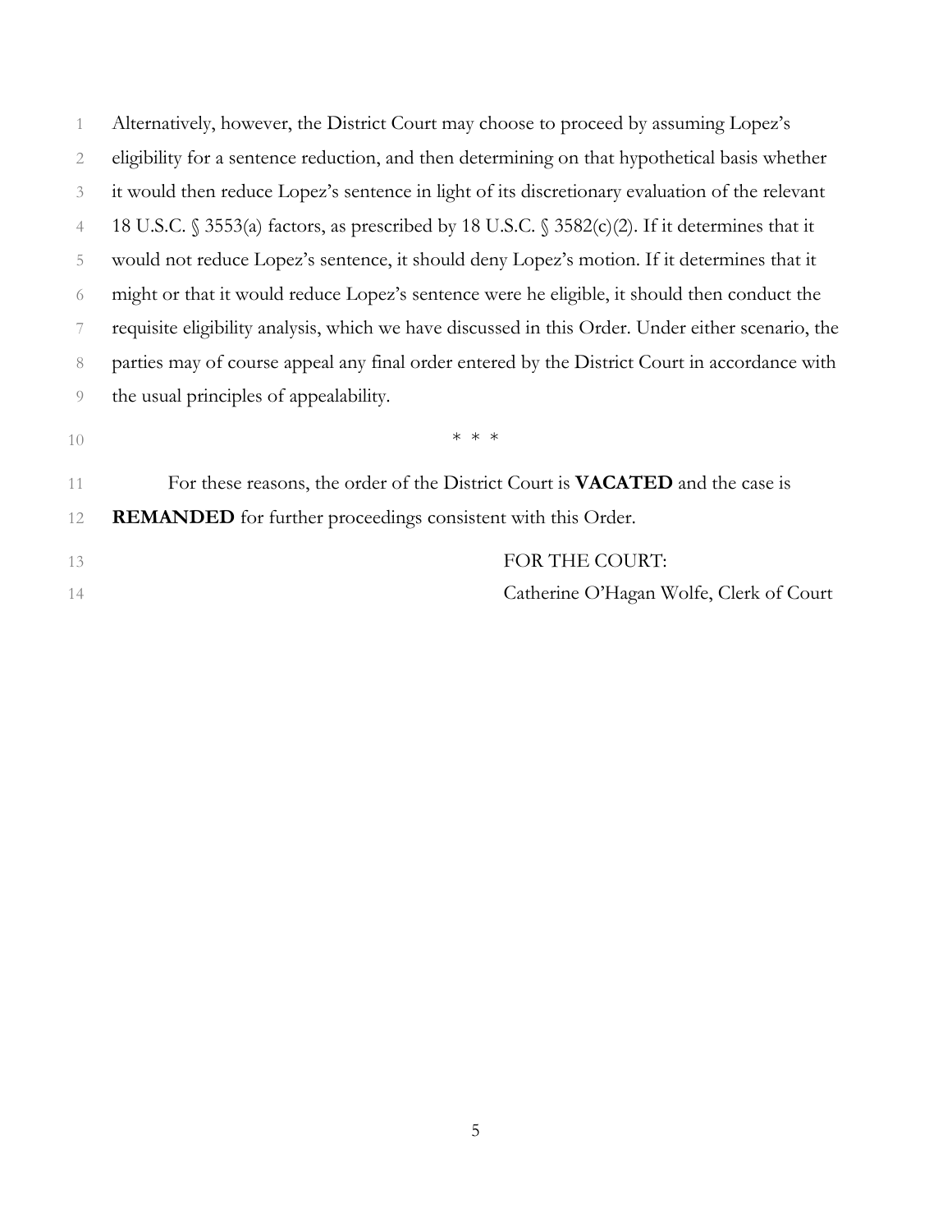Alternatively, however, the District Court may choose to proceed by assuming Lopez's eligibility for a sentence reduction, and then determining on that hypothetical basis whether it would then reduce Lopez's sentence in light of its discretionary evaluation of the relevant 18 U.S.C. § 3553(a) factors, as prescribed by 18 U.S.C. § 3582(c)(2). If it determines that it would not reduce Lopez's sentence, it should deny Lopez's motion. If it determines that it might or that it would reduce Lopez's sentence were he eligible, it should then conduct the requisite eligibility analysis, which we have discussed in this Order. Under either scenario, the parties may of course appeal any final order entered by the District Court in accordance with the usual principles of appealability.

\* \* \*

For these reasons, the order of the District Court is **VACATED** and the case is **REMANDED** for further proceedings consistent with this Order.

FOR THE COURT:
Catherine O'Hagan Wolfe, Clerk of Court